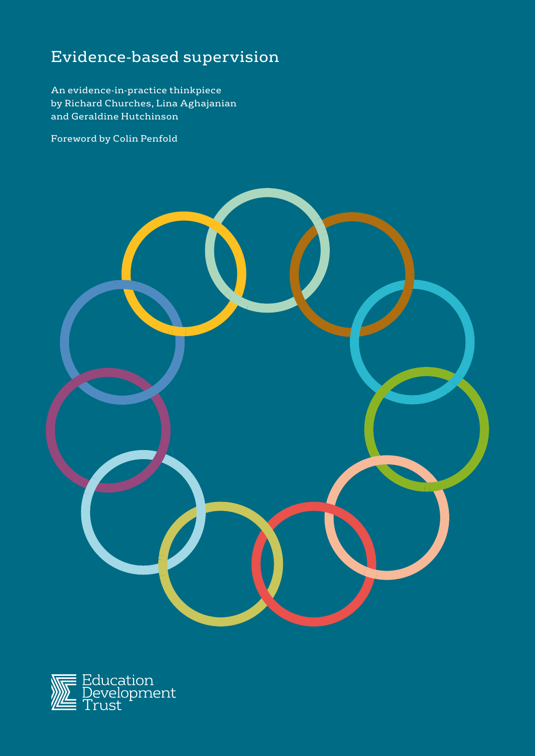# Evidence-based supervision

An evidence-in-practice thinkpiece
by Richard Churches, Lina Aghajanian
and Geraldine Hutchinson

Foreword by Colin Penfold

Education
Development
Trust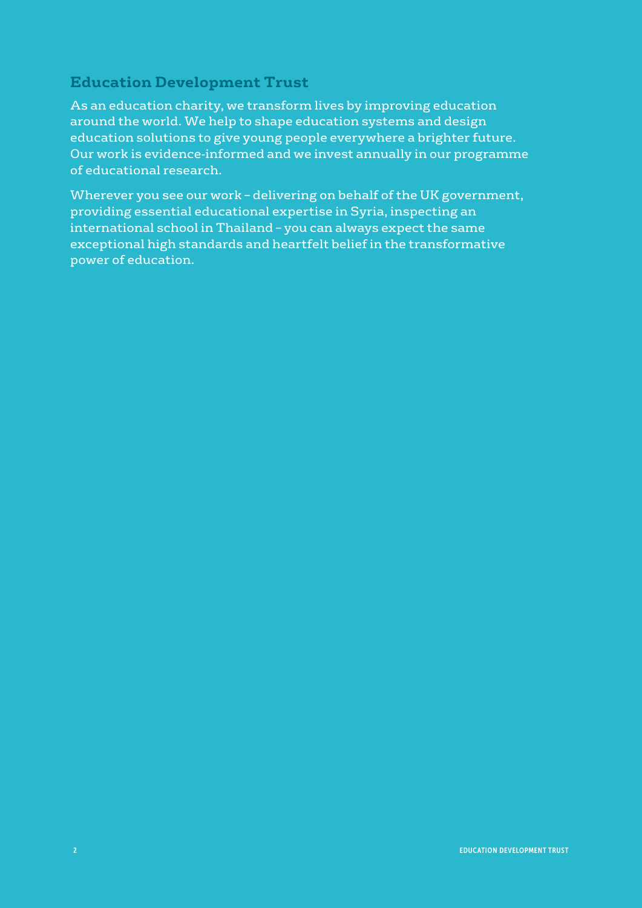## Education Development Trust

As an education charity, we transform lives by improving education around the world. We help to shape education systems and design education solutions to give young people everywhere a brighter future. Our work is evidence-informed and we invest annually in our programme of educational research.

Wherever you see our work – delivering on behalf of the UK government, providing essential educational expertise in Syria, inspecting an international school in Thailand – you can always expect the same exceptional high standards and heartfelt belief in the transformative power of education.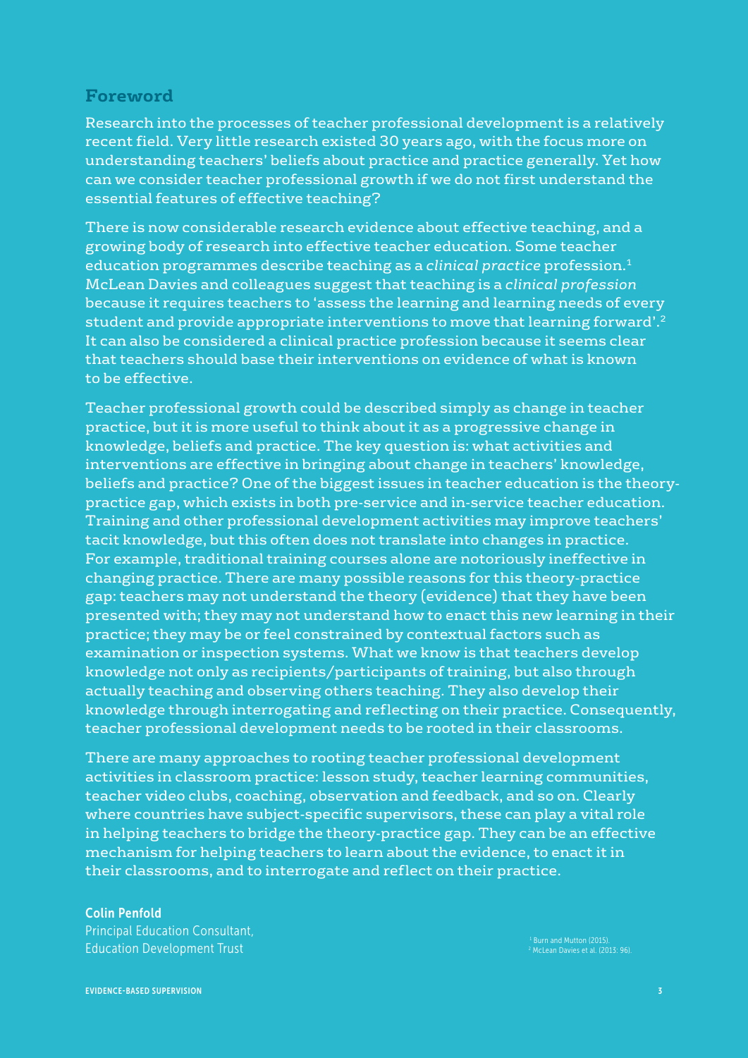## Foreword

Research into the processes of teacher professional development is a relatively recent field. Very little research existed 30 years ago, with the focus more on understanding teachers' beliefs about practice and practice generally. Yet how can we consider teacher professional growth if we do not first understand the essential features of effective teaching?

There is now considerable research evidence about effective teaching, and a growing body of research into effective teacher education. Some teacher education programmes describe teaching as a *clinical practice* profession.[1] McLean Davies and colleagues suggest that teaching is a *clinical profession* because it requires teachers to 'assess the learning and learning needs of every student and provide appropriate interventions to move that learning forward'.[2] It can also be considered a clinical practice profession because it seems clear that teachers should base their interventions on evidence of what is known to be effective.

Teacher professional growth could be described simply as change in teacher practice, but it is more useful to think about it as a progressive change in knowledge, beliefs and practice. The key question is: what activities and interventions are effective in bringing about change in teachers' knowledge, beliefs and practice? One of the biggest issues in teacher education is the theory-practice gap, which exists in both pre-service and in-service teacher education. Training and other professional development activities may improve teachers' tacit knowledge, but this often does not translate into changes in practice. For example, traditional training courses alone are notoriously ineffective in changing practice. There are many possible reasons for this theory-practice gap: teachers may not understand the theory (evidence) that they have been presented with; they may not understand how to enact this new learning in their practice; they may be or feel constrained by contextual factors such as examination or inspection systems. What we know is that teachers develop knowledge not only as recipients/participants of training, but also through actually teaching and observing others teaching. They also develop their knowledge through interrogating and reflecting on their practice. Consequently, teacher professional development needs to be rooted in their classrooms.

There are many approaches to rooting teacher professional development activities in classroom practice: lesson study, teacher learning communities, teacher video clubs, coaching, observation and feedback, and so on. Clearly where countries have subject-specific supervisors, these can play a vital role in helping teachers to bridge the theory-practice gap. They can be an effective mechanism for helping teachers to learn about the evidence, to enact it in their classrooms, and to interrogate and reflect on their practice.

**Colin Penfold**
Principal Education Consultant,
Education Development Trust

[1] Burn and Mutton (2015).
[2] McLean Davies et al. (2013: 96).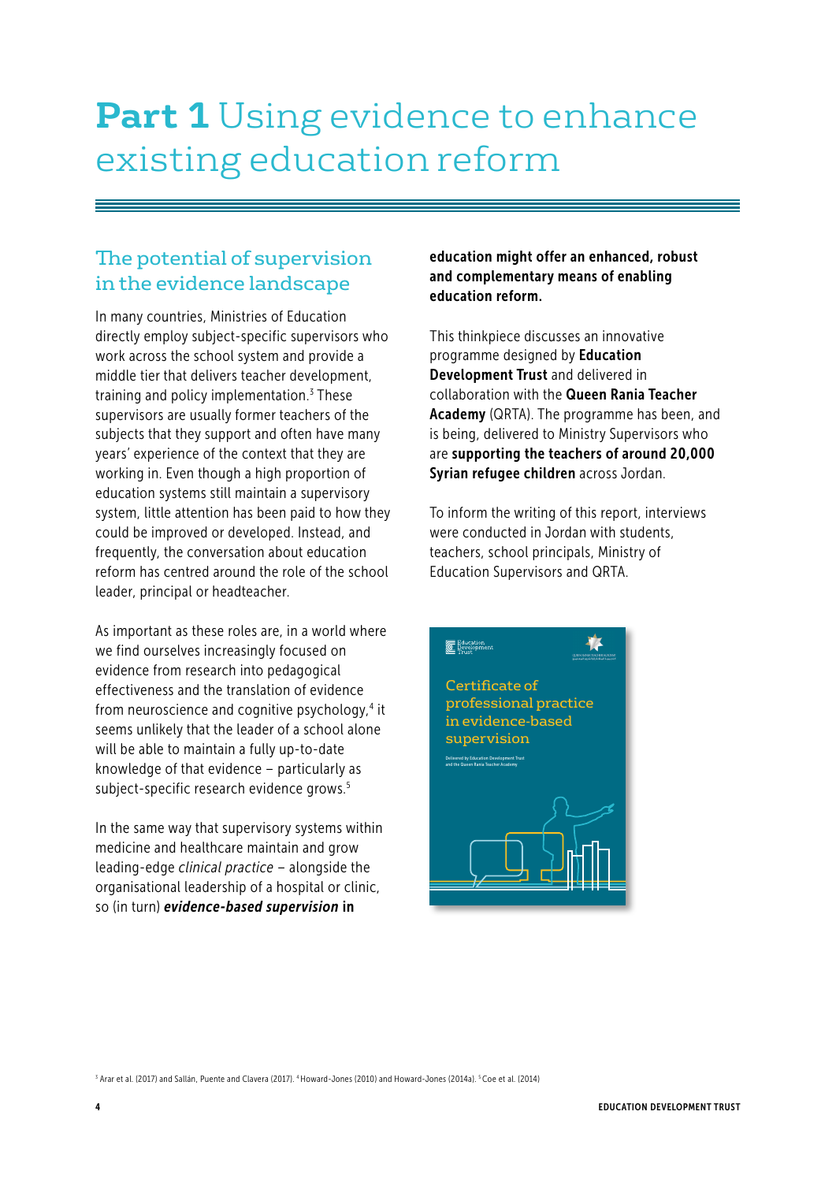# Part 1 Using evidence to enhance existing education reform

## The potential of supervision in the evidence landscape

In many countries, Ministries of Education directly employ subject-specific supervisors who work across the school system and provide a middle tier that delivers teacher development, training and policy implementation.[3] These supervisors are usually former teachers of the subjects that they support and often have many years' experience of the context that they are working in. Even though a high proportion of education systems still maintain a supervisory system, little attention has been paid to how they could be improved or developed. Instead, and frequently, the conversation about education reform has centred around the role of the school leader, principal or headteacher.

As important as these roles are, in a world where we find ourselves increasingly focused on evidence from research into pedagogical effectiveness and the translation of evidence from neuroscience and cognitive psychology,[4] it seems unlikely that the leader of a school alone will be able to maintain a fully up-to-date knowledge of that evidence – particularly as subject-specific research evidence grows.[5]

In the same way that supervisory systems within medicine and healthcare maintain and grow leading-edge *clinical practice* – alongside the organisational leadership of a hospital or clinic, so (in turn) ***evidence-based supervision* in education might offer an enhanced, robust and complementary means of enabling education reform.**

This thinkpiece discusses an innovative programme designed by **Education Development Trust** and delivered in collaboration with the **Queen Rania Teacher Academy** (QRTA). The programme has been, and is being, delivered to Ministry Supervisors who are **supporting the teachers of around 20,000 Syrian refugee children** across Jordan.

To inform the writing of this report, interviews were conducted in Jordan with students, teachers, school principals, Ministry of Education Supervisors and QRTA.

Certificate of professional practice in evidence-based supervision

Delivered by Education Development Trust and the Queen Rania Teacher Academy

[3] Arar et al. (2017) and Sallán, Puente and Clavera (2017). [4] Howard-Jones (2010) and Howard-Jones (2014a). [5] Coe et al. (2014)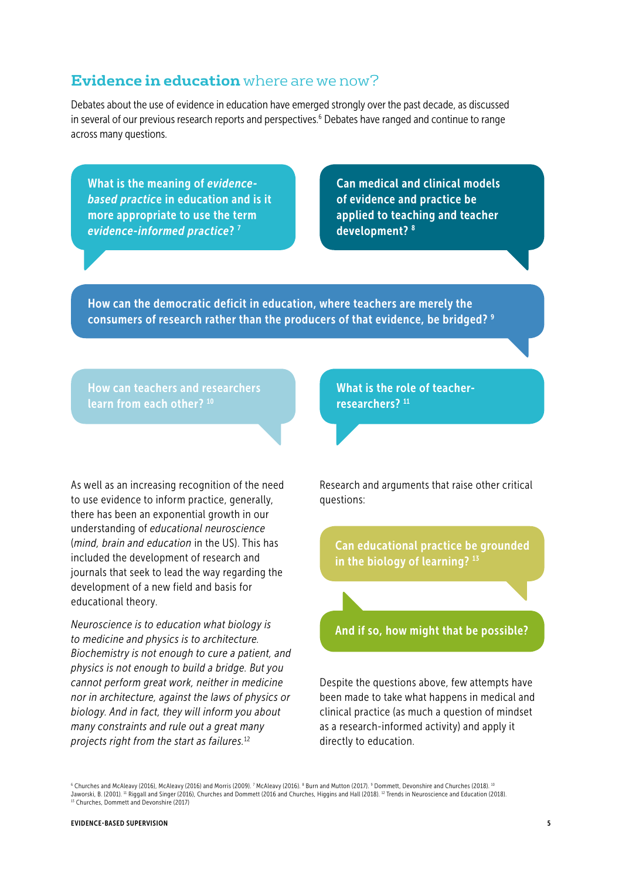## **Evidence in education** where are we now?

Debates about the use of evidence in education have emerged strongly over the past decade, as discussed in several of our previous research reports and perspectives.[6] Debates have ranged and continue to range across many questions.

**What is the meaning of *evidence-based practice* in education and is it more appropriate to use the term *evidence-informed practice*?** [7]

**Can medical and clinical models of evidence and practice be applied to teaching and teacher development?** [8]

**How can the democratic deficit in education, where teachers are merely the consumers of research rather than the producers of that evidence, be bridged?** [9]

**How can teachers and researchers learn from each other?** [10]

**What is the role of teacher-researchers?** [11]

As well as an increasing recognition of the need to use evidence to inform practice, generally, there has been an exponential growth in our understanding of *educational neuroscience* (*mind, brain and education* in the US). This has included the development of research and journals that seek to lead the way regarding the development of a new field and basis for educational theory.

*Neuroscience is to education what biology is to medicine and physics is to architecture. Biochemistry is not enough to cure a patient, and physics is not enough to build a bridge. But you cannot perform great work, neither in medicine nor in architecture, against the laws of physics or biology. And in fact, they will inform you about many constraints and rule out a great many projects right from the start as failures.*[12]

Research and arguments that raise other critical questions:

**Can educational practice be grounded in the biology of learning?** [13]

**And if so, how might that be possible?**

Despite the questions above, few attempts have been made to take what happens in medical and clinical practice (as much a question of mindset as a research-informed activity) and apply it directly to education.

---

[6] Churches and McAleavy (2016), McAleavy (2016) and Morris (2009). [7] McAleavy (2016). [8] Burn and Mutton (2017). [9] Dommett, Devonshire and Churches (2018). [10] Jaworski, B. (2001). [11] Riggall and Singer (2016), Churches and Dommett (2016 and Churches, Higgins and Hall (2018). [12] Trends in Neuroscience and Education (2018). [13] Churches, Dommett and Devonshire (2017)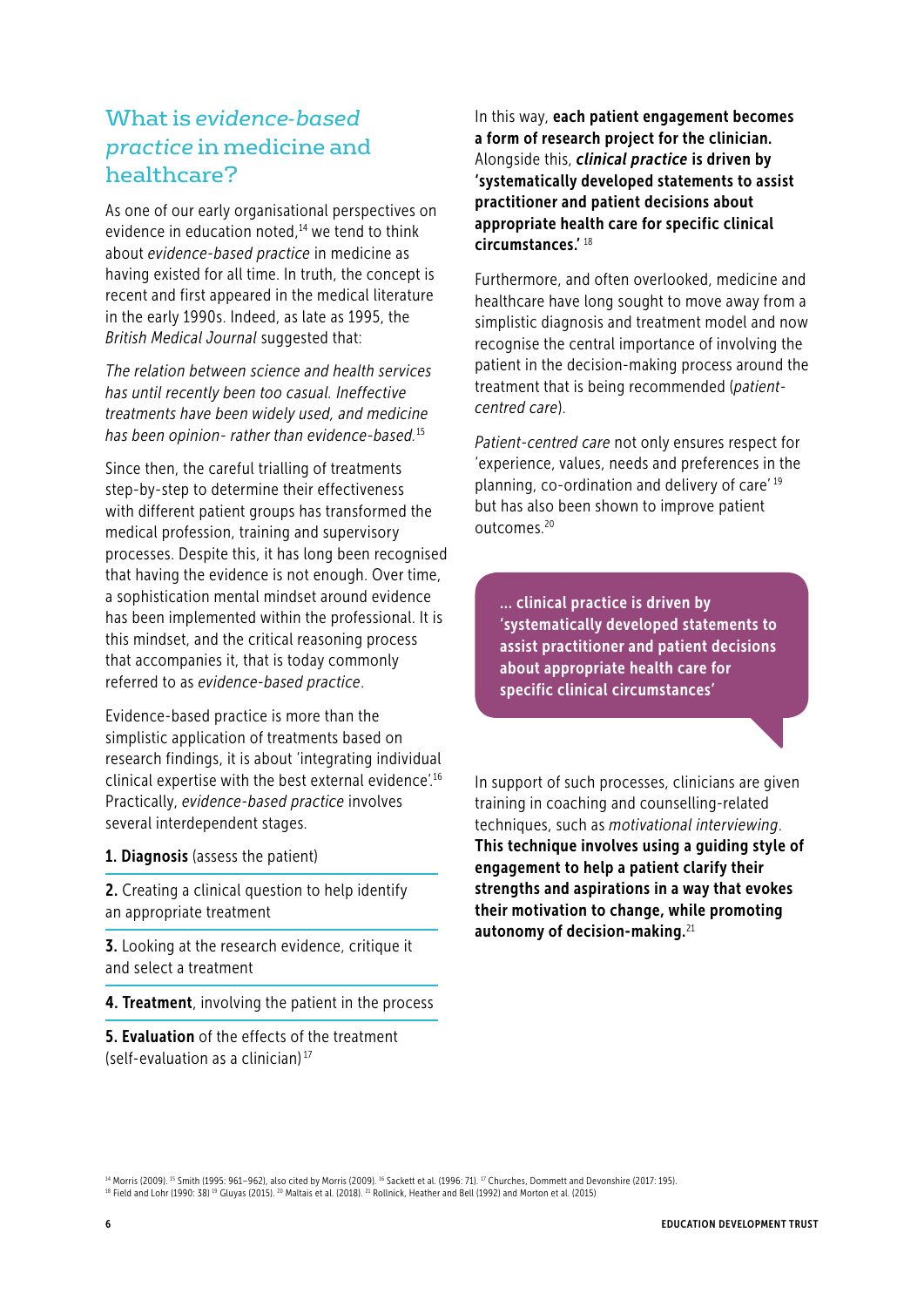## What is *evidence-based practice* in medicine and healthcare?

As one of our early organisational perspectives on evidence in education noted,[14] we tend to think about *evidence-based practice* in medicine as having existed for all time. In truth, the concept is recent and first appeared in the medical literature in the early 1990s. Indeed, as late as 1995, the *British Medical Journal* suggested that:

*The relation between science and health services has until recently been too casual. Ineffective treatments have been widely used, and medicine has been opinion- rather than evidence-based.*[15]

Since then, the careful trialling of treatments step-by-step to determine their effectiveness with different patient groups has transformed the medical profession, training and supervisory processes. Despite this, it has long been recognised that having the evidence is not enough. Over time, a sophistication mental mindset around evidence has been implemented within the professional. It is this mindset, and the critical reasoning process that accompanies it, that is today commonly referred to as *evidence-based practice*.

Evidence-based practice is more than the simplistic application of treatments based on research findings, it is about 'integrating individual clinical expertise with the best external evidence'.[16] Practically, *evidence-based practice* involves several interdependent stages.

1. **Diagnosis** (assess the patient)
2. Creating a clinical question to help identify an appropriate treatment
3. Looking at the research evidence, critique it and select a treatment
4. **Treatment**, involving the patient in the process
5. **Evaluation** of the effects of the treatment (self-evaluation as a clinician)[17]

In this way, **each patient engagement becomes a form of research project for the clinician.** Alongside this, ***clinical practice* is driven by 'systematically developed statements to assist practitioner and patient decisions about appropriate health care for specific clinical circumstances.'**[18]

Furthermore, and often overlooked, medicine and healthcare have long sought to move away from a simplistic diagnosis and treatment model and now recognise the central importance of involving the patient in the decision-making process around the treatment that is being recommended (*patient-centred care*).

*Patient-centred care* not only ensures respect for 'experience, values, needs and preferences in the planning, co-ordination and delivery of care'[19] but has also been shown to improve patient outcomes.[20]

> **... clinical practice is driven by 'systematically developed statements to assist practitioner and patient decisions about appropriate health care for specific clinical circumstances'**

In support of such processes, clinicians are given training in coaching and counselling-related techniques, such as *motivational interviewing*. **This technique involves using a guiding style of engagement to help a patient clarify their strengths and aspirations in a way that evokes their motivation to change, while promoting autonomy of decision-making.**[21]

[14] Morris (2009). [15] Smith (1995: 961–962), also cited by Morris (2009). [16] Sackett et al. (1996: 71). [17] Churches, Dommett and Devonshire (2017: 195). [18] Field and Lohr (1990: 38) [19] Gluyas (2015). [20] Maltais et al. (2018). [21] Rollnick, Heather and Bell (1992) and Morton et al. (2015)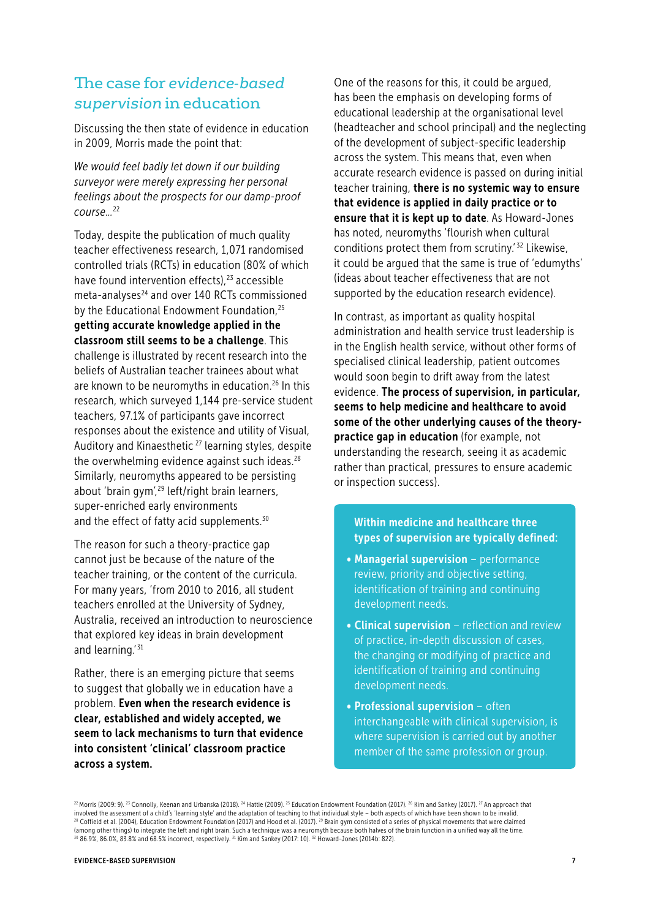## The case for *evidence-based supervision* in education

Discussing the then state of evidence in education in 2009, Morris made the point that:

*We would feel badly let down if our building surveyor were merely expressing her personal feelings about the prospects for our damp-proof course…*[22]

Today, despite the publication of much quality teacher effectiveness research, 1,071 randomised controlled trials (RCTs) in education (80% of which have found intervention effects),[23] accessible meta-analyses[24] and over 140 RCTs commissioned by the Educational Endowment Foundation,[25] **getting accurate knowledge applied in the classroom still seems to be a challenge**. This challenge is illustrated by recent research into the beliefs of Australian teacher trainees about what are known to be neuromyths in education.[26] In this research, which surveyed 1,144 pre-service student teachers, 97.1% of participants gave incorrect responses about the existence and utility of Visual, Auditory and Kinaesthetic [27] learning styles, despite the overwhelming evidence against such ideas.[28] Similarly, neuromyths appeared to be persisting about 'brain gym',[29] left/right brain learners, super-enriched early environments and the effect of fatty acid supplements.[30]

The reason for such a theory-practice gap cannot just be because of the nature of the teacher training, or the content of the curricula. For many years, 'from 2010 to 2016, all student teachers enrolled at the University of Sydney, Australia, received an introduction to neuroscience that explored key ideas in brain development and learning.'[31]

Rather, there is an emerging picture that seems to suggest that globally we in education have a problem. **Even when the research evidence is clear, established and widely accepted, we seem to lack mechanisms to turn that evidence into consistent 'clinical' classroom practice across a system.**

One of the reasons for this, it could be argued, has been the emphasis on developing forms of educational leadership at the organisational level (headteacher and school principal) and the neglecting of the development of subject-specific leadership across the system. This means that, even when accurate research evidence is passed on during initial teacher training, **there is no systemic way to ensure that evidence is applied in daily practice or to ensure that it is kept up to date**. As Howard-Jones has noted, neuromyths 'flourish when cultural conditions protect them from scrutiny.'[32] Likewise, it could be argued that the same is true of 'edumyths' (ideas about teacher effectiveness that are not supported by the education research evidence).

In contrast, as important as quality hospital administration and health service trust leadership is in the English health service, without other forms of specialised clinical leadership, patient outcomes would soon begin to drift away from the latest evidence. **The process of supervision, in particular, seems to help medicine and healthcare to avoid some of the other underlying causes of the theory-practice gap in education** (for example, not understanding the research, seeing it as academic rather than practical, pressures to ensure academic or inspection success).

**Within medicine and healthcare three types of supervision are typically defined:**

- **Managerial supervision** – performance review, priority and objective setting, identification of training and continuing development needs.
- **Clinical supervision** – reflection and review of practice, in-depth discussion of cases, the changing or modifying of practice and identification of training and continuing development needs.
- **Professional supervision** – often interchangeable with clinical supervision, is where supervision is carried out by another member of the same profession or group.

---

[22] Morris (2009: 9). [23] Connolly, Keenan and Urbanska (2018). [24] Hattie (2009). [25] Education Endowment Foundation (2017). [26] Kim and Sankey (2017). [27] An approach that involved the assessment of a child's 'learning style' and the adaptation of teaching to that individual style – both aspects of which have been shown to be invalid. [28] Coffield et al. (2004), Education Endowment Foundation (2017) and Hood et al. (2017). [29] Brain gym consisted of a series of physical movements that were claimed (among other things) to integrate the left and right brain. Such a technique was a neuromyth because both halves of the brain function in a unified way all the time. [30] 86.9%, 86.0%, 83.8% and 68.5% incorrect, respectively. [31] Kim and Sankey (2017: 10). [32] Howard-Jones (2014b: 822).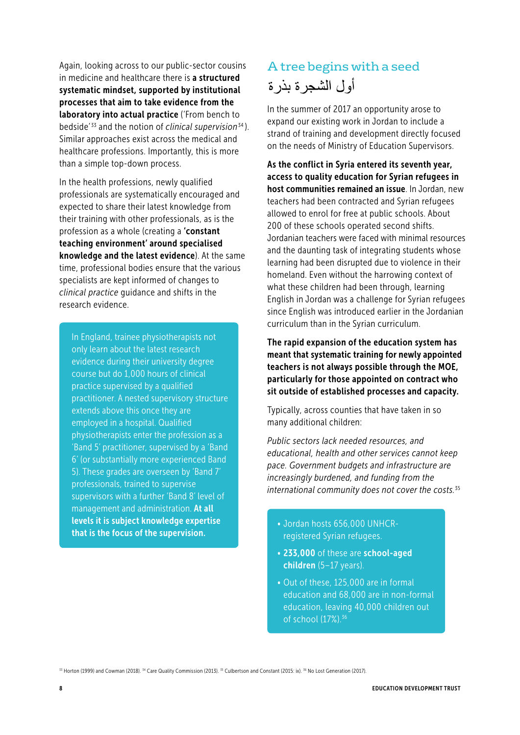Again, looking across to our public-sector cousins in medicine and healthcare there is **a structured systematic mindset, supported by institutional processes that aim to take evidence from the laboratory into actual practice** ('From bench to bedside'[33] and the notion of *clinical supervision*[34]). Similar approaches exist across the medical and healthcare professions. Importantly, this is more than a simple top-down process.

In the health professions, newly qualified professionals are systematically encouraged and expected to share their latest knowledge from their training with other professionals, as is the profession as a whole (creating a **'constant teaching environment' around specialised knowledge and the latest evidence**). At the same time, professional bodies ensure that the various specialists are kept informed of changes to *clinical practice* guidance and shifts in the research evidence.

In England, trainee physiotherapists not only learn about the latest research evidence during their university degree course but do 1,000 hours of clinical practice supervised by a qualified practitioner. A nested supervisory structure extends above this once they are employed in a hospital. Qualified physiotherapists enter the profession as a 'Band 5' practitioner, supervised by a 'Band 6' (or substantially more experienced Band 5). These grades are overseen by 'Band 7' professionals, trained to supervise supervisors with a further 'Band 8' level of management and administration. **At all levels it is subject knowledge expertise that is the focus of the supervision.**

## A tree begins with a seed

## أول الشجرة بذرة

In the summer of 2017 an opportunity arose to expand our existing work in Jordan to include a strand of training and development directly focused on the needs of Ministry of Education Supervisors.

**As the conflict in Syria entered its seventh year, access to quality education for Syrian refugees in host communities remained an issue**. In Jordan, new teachers had been contracted and Syrian refugees allowed to enrol for free at public schools. About 200 of these schools operated second shifts. Jordanian teachers were faced with minimal resources and the daunting task of integrating students whose learning had been disrupted due to violence in their homeland. Even without the harrowing context of what these children had been through, learning English in Jordan was a challenge for Syrian refugees since English was introduced earlier in the Jordanian curriculum than in the Syrian curriculum.

**The rapid expansion of the education system has meant that systematic training for newly appointed teachers is not always possible through the MOE, particularly for those appointed on contract who sit outside of established processes and capacity.**

Typically, across counties that have taken in so many additional children:

*Public sectors lack needed resources, and educational, health and other services cannot keep pace. Government budgets and infrastructure are increasingly burdened, and funding from the international community does not cover the costs.*[35]

- Jordan hosts 656,000 UNHCR-registered Syrian refugees.
- **233,000** of these are **school-aged children** (5–17 years).
- Out of these, 125,000 are in formal education and 68,000 are in non-formal education, leaving 40,000 children out of school (17%).[36]

[33] Horton (1999) and Cowman (2018). [34] Care Quality Commission (2013). [35] Culbertson and Constant (2015: ix). [36] No Lost Generation (2017).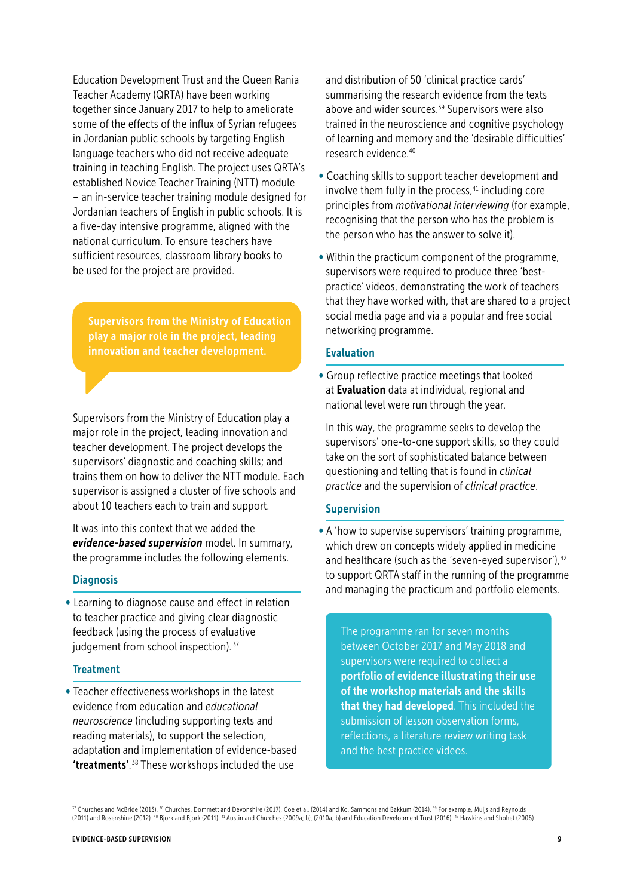Education Development Trust and the Queen Rania Teacher Academy (QRTA) have been working together since January 2017 to help to ameliorate some of the effects of the influx of Syrian refugees in Jordanian public schools by targeting English language teachers who did not receive adequate training in teaching English. The project uses QRTA's established Novice Teacher Training (NTT) module – an in-service teacher training module designed for Jordanian teachers of English in public schools. It is a five-day intensive programme, aligned with the national curriculum. To ensure teachers have sufficient resources, classroom library books to be used for the project are provided.

**Supervisors from the Ministry of Education play a major role in the project, leading innovation and teacher development.**

Supervisors from the Ministry of Education play a major role in the project, leading innovation and teacher development. The project develops the supervisors' diagnostic and coaching skills; and trains them on how to deliver the NTT module. Each supervisor is assigned a cluster of five schools and about 10 teachers each to train and support.

It was into this context that we added the ***evidence-based supervision*** model. In summary, the programme includes the following elements.

### Diagnosis

- Learning to diagnose cause and effect in relation to teacher practice and giving clear diagnostic feedback (using the process of evaluative judgement from school inspection).[37]

### Treatment

- Teacher effectiveness workshops in the latest evidence from education and *educational neuroscience* (including supporting texts and reading materials), to support the selection, adaptation and implementation of evidence-based **'treatments'**.[38] These workshops included the use and distribution of 50 'clinical practice cards' summarising the research evidence from the texts above and wider sources.[39] Supervisors were also trained in the neuroscience and cognitive psychology of learning and memory and the 'desirable difficulties' research evidence.[40]
- Coaching skills to support teacher development and involve them fully in the process,[41] including core principles from *motivational interviewing* (for example, recognising that the person who has the problem is the person who has the answer to solve it).
- Within the practicum component of the programme, supervisors were required to produce three 'best-practice' videos, demonstrating the work of teachers that they have worked with, that are shared to a project social media page and via a popular and free social networking programme.

### Evaluation

- Group reflective practice meetings that looked at **Evaluation** data at individual, regional and national level were run through the year.

In this way, the programme seeks to develop the supervisors' one-to-one support skills, so they could take on the sort of sophisticated balance between questioning and telling that is found in *clinical practice* and the supervision of *clinical practice*.

### Supervision

- A 'how to supervise supervisors' training programme, which drew on concepts widely applied in medicine and healthcare (such as the 'seven-eyed supervisor'),[42] to support QRTA staff in the running of the programme and managing the practicum and portfolio elements.

The programme ran for seven months between October 2017 and May 2018 and supervisors were required to collect a **portfolio of evidence illustrating their use of the workshop materials and the skills that they had developed**. This included the submission of lesson observation forms, reflections, a literature review writing task and the best practice videos.

---

[37] Churches and McBride (2013). [38] Churches, Dommett and Devonshire (2017), Coe et al. (2014) and Ko, Sammons and Bakkum (2014). [39] For example, Muijs and Reynolds (2011) and Rosenshine (2012). [40] Bjork and Bjork (2011). [41] Austin and Churches (2009a; b), (2010a; b) and Education Development Trust (2016). [42] Hawkins and Shohet (2006).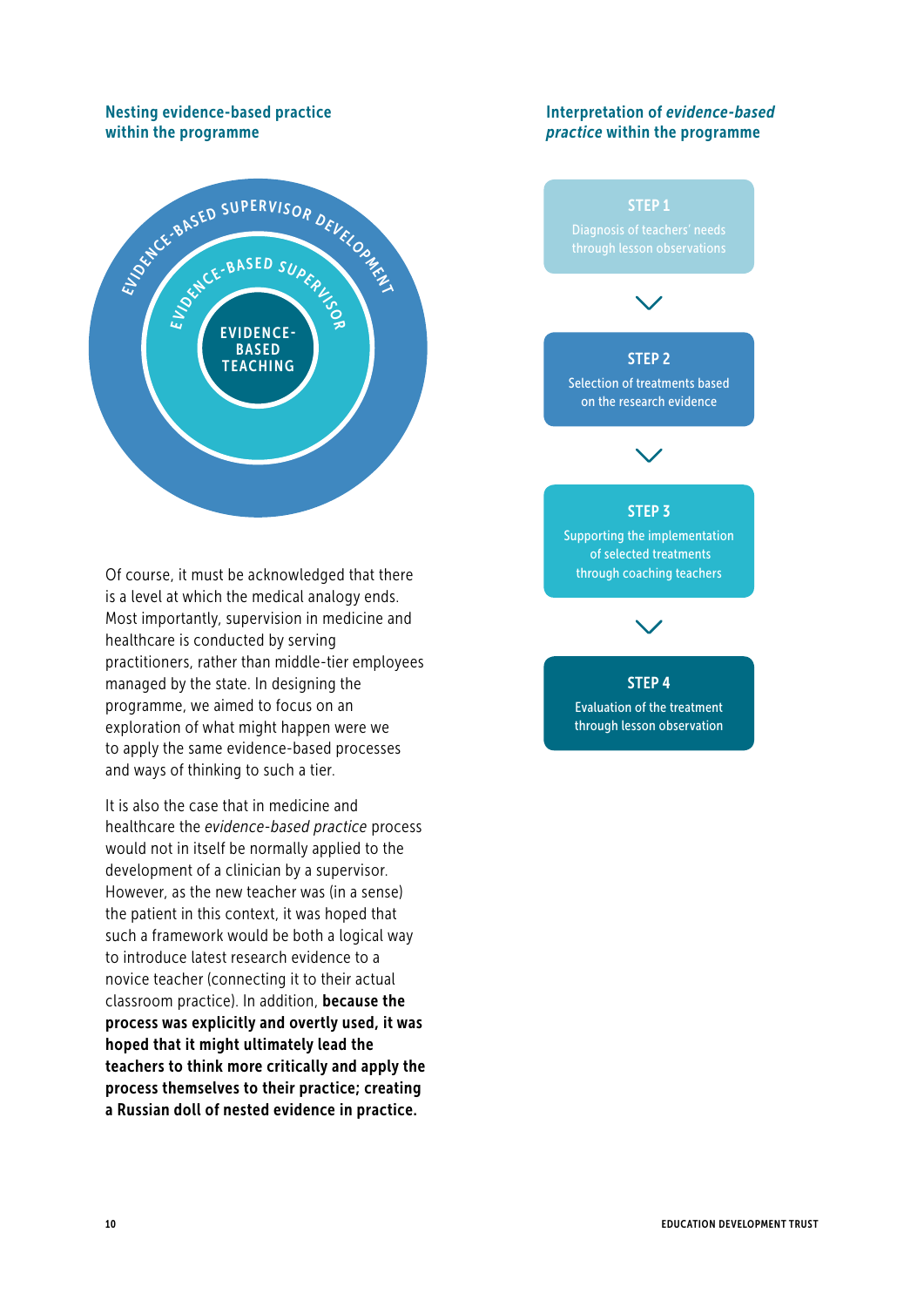### Nesting evidence-based practice within the programme

EVIDENCE-BASED SUPERVISOR DEVELOPMENT

EVIDENCE-BASED SUPERVISOR

EVIDENCE-BASED TEACHING

### Interpretation of *evidence-based practice* within the programme

**STEP 1**
Diagnosis of teachers' needs through lesson observations

**STEP 2**
Selection of treatments based on the research evidence

**STEP 3**
Supporting the implementation of selected treatments through coaching teachers

**STEP 4**
Evaluation of the treatment through lesson observation

Of course, it must be acknowledged that there is a level at which the medical analogy ends. Most importantly, supervision in medicine and healthcare is conducted by serving practitioners, rather than middle-tier employees managed by the state. In designing the programme, we aimed to focus on an exploration of what might happen were we to apply the same evidence-based processes and ways of thinking to such a tier.

It is also the case that in medicine and healthcare the *evidence-based practice* process would not in itself be normally applied to the development of a clinician by a supervisor. However, as the new teacher was (in a sense) the patient in this context, it was hoped that such a framework would be both a logical way to introduce latest research evidence to a novice teacher (connecting it to their actual classroom practice). In addition, **because the process was explicitly and overtly used, it was hoped that it might ultimately lead the teachers to think more critically and apply the process themselves to their practice; creating a Russian doll of nested evidence in practice.**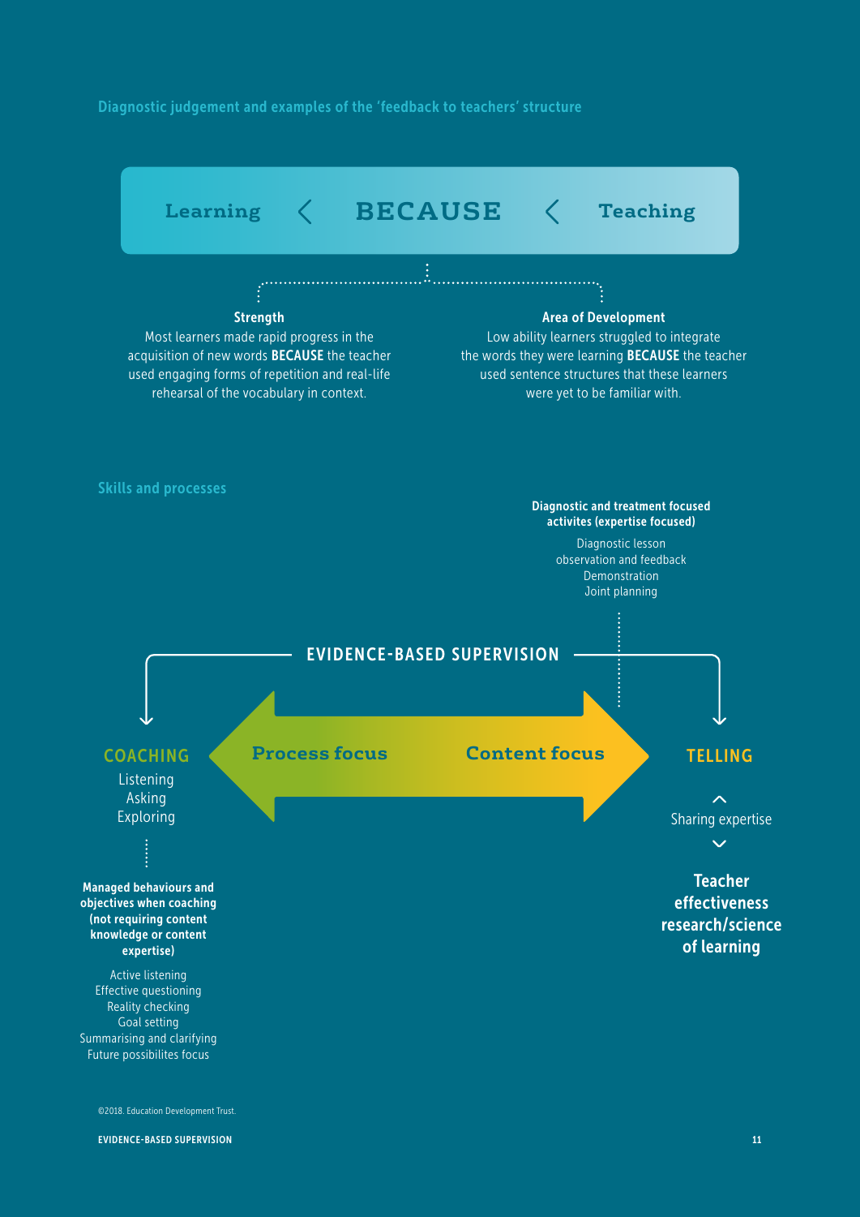## Diagnostic judgement and examples of the 'feedback to teachers' structure

Learning < BECAUSE < Teaching

**Strength**

Most learners made rapid progress in the acquisition of new words **BECAUSE** the teacher used engaging forms of repetition and real-life rehearsal of the vocabulary in context.

**Area of Development**

Low ability learners struggled to integrate the words they were learning **BECAUSE** the teacher used sentence structures that these learners were yet to be familiar with.

## Skills and processes

**Diagnostic and treatment focused activites (expertise focused)**

Diagnostic lesson observation and feedback
Demonstration
Joint planning

**EVIDENCE-BASED SUPERVISION**

**Process focus** ⟷ **Content focus**

**COACHING**

Listening
Asking
Exploring

**Managed behaviours and objectives when coaching (not requiring content knowledge or content expertise)**

Active listening
Effective questioning
Reality checking
Goal setting
Summarising and clarifying
Future possibilites focus

**TELLING**

Sharing expertise

**Teacher effectiveness research/science of learning**

©2018. Education Development Trust.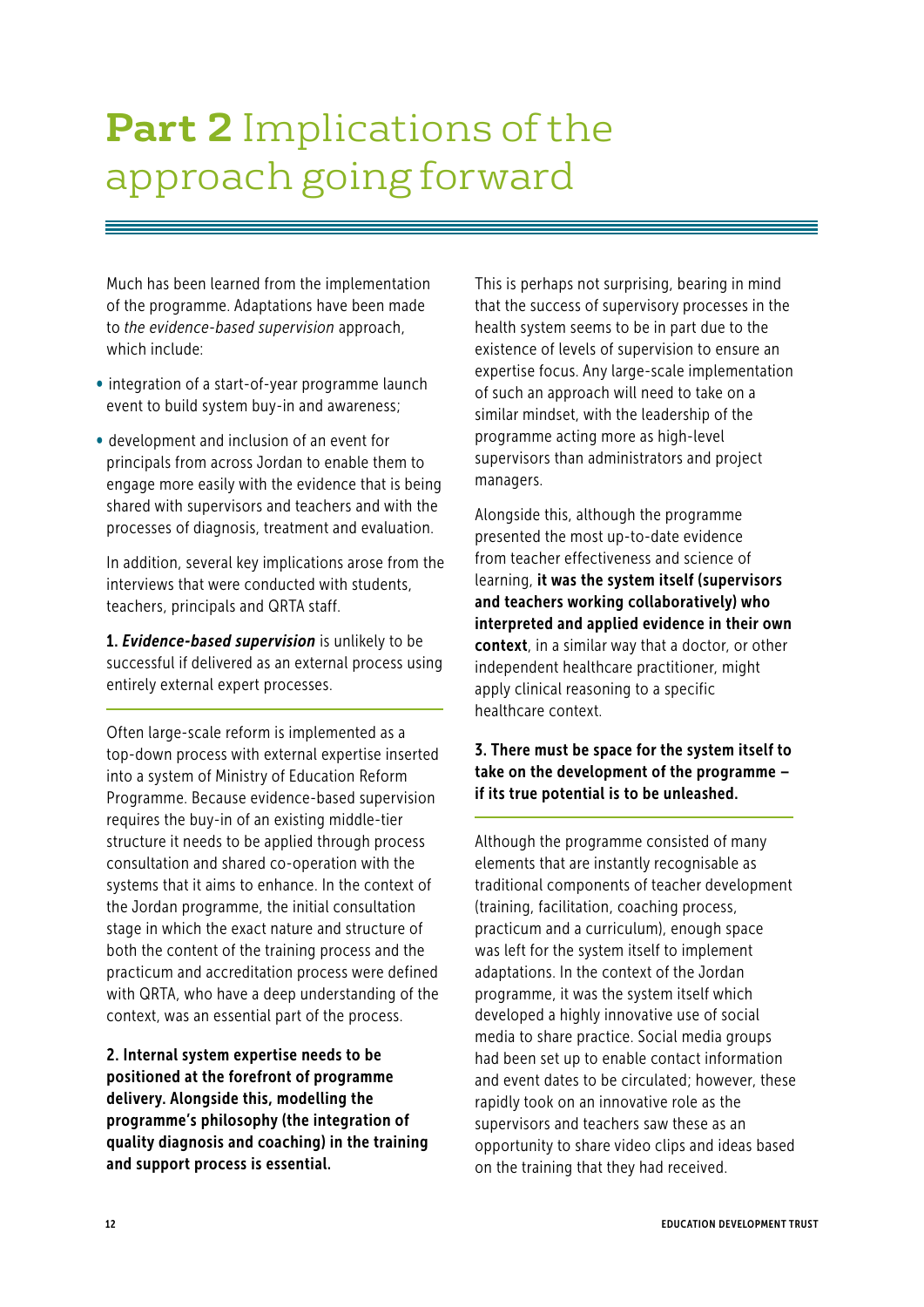# **Part 2** Implications of the approach going forward

Much has been learned from the implementation of the programme. Adaptations have been made to *the evidence-based supervision* approach, which include:

- integration of a start-of-year programme launch event to build system buy-in and awareness;
- development and inclusion of an event for principals from across Jordan to enable them to engage more easily with the evidence that is being shared with supervisors and teachers and with the processes of diagnosis, treatment and evaluation.

In addition, several key implications arose from the interviews that were conducted with students, teachers, principals and QRTA staff.

**1. *Evidence-based supervision*** is unlikely to be successful if delivered as an external process using entirely external expert processes.

Often large-scale reform is implemented as a top-down process with external expertise inserted into a system of Ministry of Education Reform Programme. Because evidence-based supervision requires the buy-in of an existing middle-tier structure it needs to be applied through process consultation and shared co-operation with the systems that it aims to enhance. In the context of the Jordan programme, the initial consultation stage in which the exact nature and structure of both the content of the training process and the practicum and accreditation process were defined with QRTA, who have a deep understanding of the context, was an essential part of the process.

**2. Internal system expertise needs to be positioned at the forefront of programme delivery. Alongside this, modelling the programme's philosophy (the integration of quality diagnosis and coaching) in the training and support process is essential.**

This is perhaps not surprising, bearing in mind that the success of supervisory processes in the health system seems to be in part due to the existence of levels of supervision to ensure an expertise focus. Any large-scale implementation of such an approach will need to take on a similar mindset, with the leadership of the programme acting more as high-level supervisors than administrators and project managers.

Alongside this, although the programme presented the most up-to-date evidence from teacher effectiveness and science of learning, **it was the system itself (supervisors and teachers working collaboratively) who interpreted and applied evidence in their own context**, in a similar way that a doctor, or other independent healthcare practitioner, might apply clinical reasoning to a specific healthcare context.

**3. There must be space for the system itself to take on the development of the programme – if its true potential is to be unleashed.**

Although the programme consisted of many elements that are instantly recognisable as traditional components of teacher development (training, facilitation, coaching process, practicum and a curriculum), enough space was left for the system itself to implement adaptations. In the context of the Jordan programme, it was the system itself which developed a highly innovative use of social media to share practice. Social media groups had been set up to enable contact information and event dates to be circulated; however, these rapidly took on an innovative role as the supervisors and teachers saw these as an opportunity to share video clips and ideas based on the training that they had received.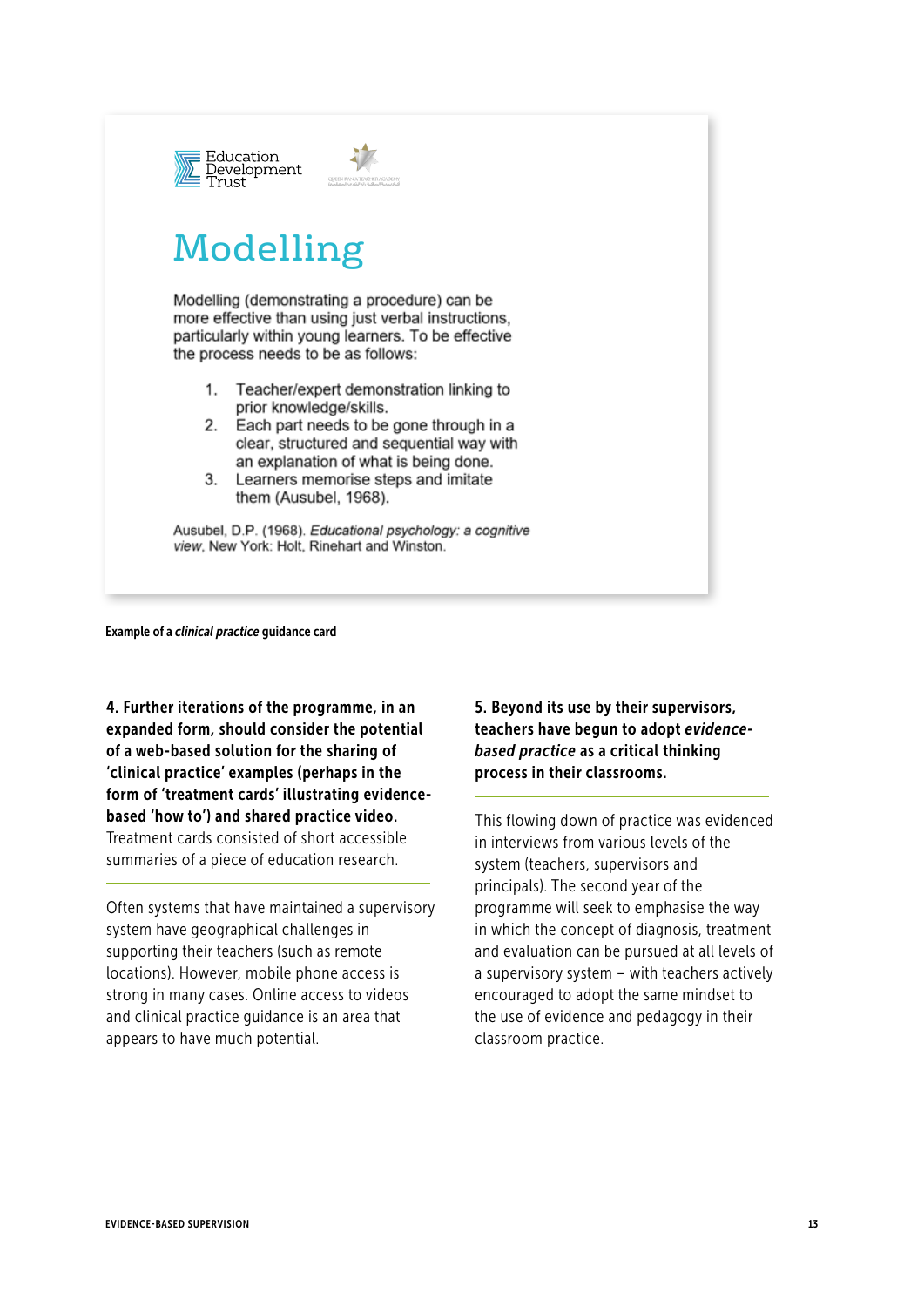Education Development Trust

## Modelling

Modelling (demonstrating a procedure) can be more effective than using just verbal instructions, particularly within young learners. To be effective the process needs to be as follows:

1. Teacher/expert demonstration linking to prior knowledge/skills.
2. Each part needs to be gone through in a clear, structured and sequential way with an explanation of what is being done.
3. Learners memorise steps and imitate them (Ausubel, 1968).

Ausubel, D.P. (1968). *Educational psychology: a cognitive view*, New York: Holt, Rinehart and Winston.

**Example of a *clinical practice* guidance card**

**4. Further iterations of the programme, in an expanded form, should consider the potential of a web-based solution for the sharing of 'clinical practice' examples (perhaps in the form of 'treatment cards' illustrating evidence-based 'how to') and shared practice video.** Treatment cards consisted of short accessible summaries of a piece of education research.

Often systems that have maintained a supervisory system have geographical challenges in supporting their teachers (such as remote locations). However, mobile phone access is strong in many cases. Online access to videos and clinical practice guidance is an area that appears to have much potential.

**5. Beyond its use by their supervisors, teachers have begun to adopt *evidence-based practice* as a critical thinking process in their classrooms.**

This flowing down of practice was evidenced in interviews from various levels of the system (teachers, supervisors and principals). The second year of the programme will seek to emphasise the way in which the concept of diagnosis, treatment and evaluation can be pursued at all levels of a supervisory system – with teachers actively encouraged to adopt the same mindset to the use of evidence and pedagogy in their classroom practice.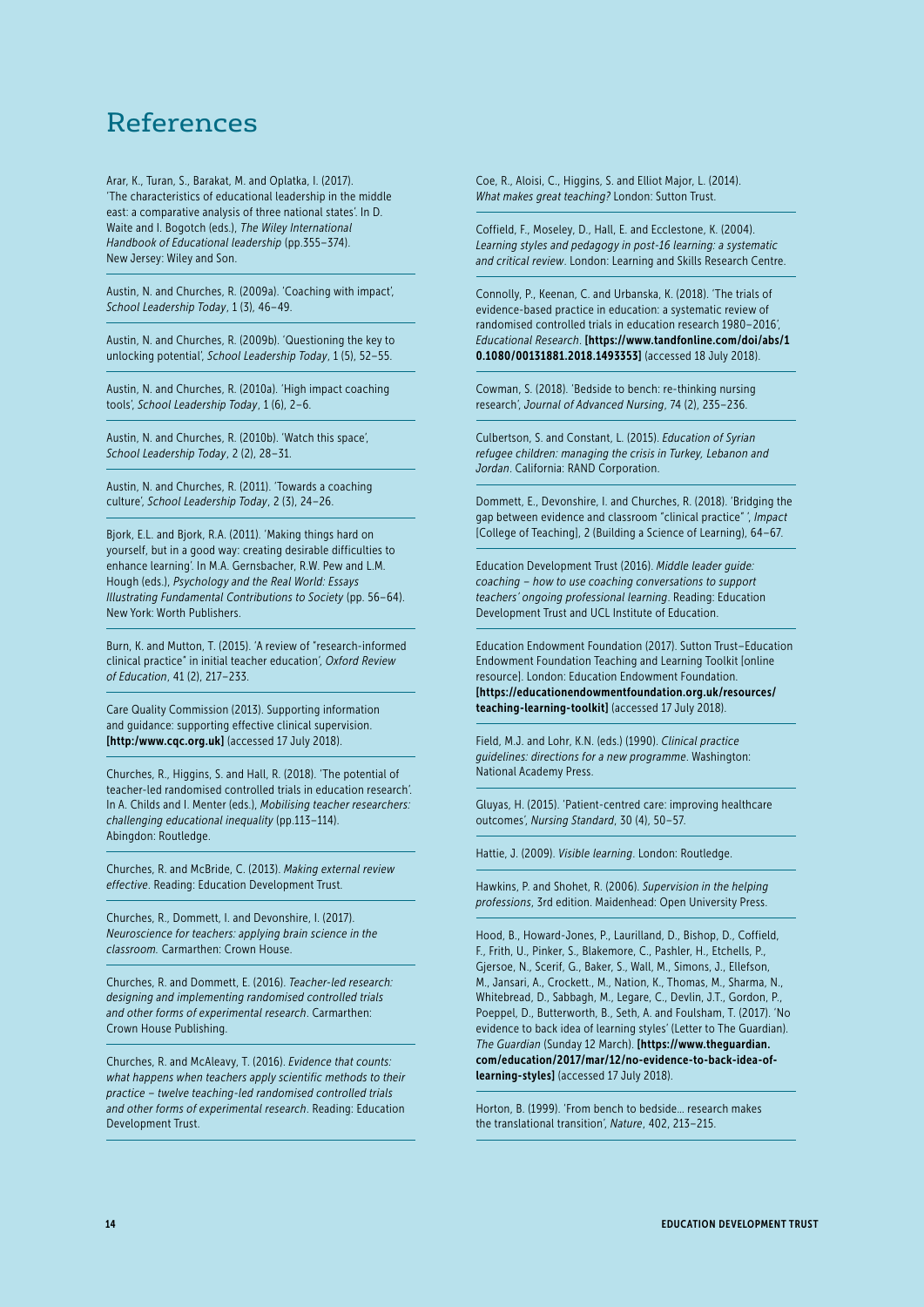# References

Arar, K., Turan, S., Barakat, M. and Oplatka, I. (2017). 'The characteristics of educational leadership in the middle east: a comparative analysis of three national states'. In D. Waite and I. Bogotch (eds.), *The Wiley International Handbook of Educational leadership* (pp.355–374). New Jersey: Wiley and Son.

Austin, N. and Churches, R. (2009a). 'Coaching with impact', *School Leadership Today*, 1 (3), 46–49.

Austin, N. and Churches, R. (2009b). 'Questioning the key to unlocking potential', *School Leadership Today*, 1 (5), 52–55.

Austin, N. and Churches, R. (2010a). 'High impact coaching tools', *School Leadership Today*, 1 (6), 2–6.

Austin, N. and Churches, R. (2010b). 'Watch this space', *School Leadership Today*, 2 (2), 28–31.

Austin, N. and Churches, R. (2011). 'Towards a coaching culture', *School Leadership Today*, 2 (3), 24–26.

Bjork, E.L. and Bjork, R.A. (2011). 'Making things hard on yourself, but in a good way: creating desirable difficulties to enhance learning'. In M.A. Gernsbacher, R.W. Pew and L.M. Hough (eds.), *Psychology and the Real World: Essays Illustrating Fundamental Contributions to Society* (pp. 56–64). New York: Worth Publishers.

Burn, K. and Mutton, T. (2015). 'A review of "research-informed clinical practice" in initial teacher education', *Oxford Review of Education*, 41 (2), 217–233.

Care Quality Commission (2013). Supporting information and guidance: supporting effective clinical supervision. **[http:/www.cqc.org.uk]** (accessed 17 July 2018).

Churches, R., Higgins, S. and Hall, R. (2018). 'The potential of teacher-led randomised controlled trials in education research'. In A. Childs and I. Menter (eds.), *Mobilising teacher researchers: challenging educational inequality* (pp.113–114). Abingdon: Routledge.

Churches, R. and McBride, C. (2013). *Making external review effective*. Reading: Education Development Trust.

Churches, R., Dommett, I. and Devonshire, I. (2017). *Neuroscience for teachers: applying brain science in the classroom.* Carmarthen: Crown House.

Churches, R. and Dommett, E. (2016). *Teacher-led research: designing and implementing randomised controlled trials and other forms of experimental research*. Carmarthen: Crown House Publishing.

Churches, R. and McAleavy, T. (2016). *Evidence that counts: what happens when teachers apply scientific methods to their practice – twelve teaching-led randomised controlled trials and other forms of experimental research*. Reading: Education Development Trust.

Coe, R., Aloisi, C., Higgins, S. and Elliot Major, L. (2014). *What makes great teaching?* London: Sutton Trust.

Coffield, F., Moseley, D., Hall, E. and Ecclestone, K. (2004). *Learning styles and pedagogy in post-16 learning: a systematic and critical review*. London: Learning and Skills Research Centre.

Connolly, P., Keenan, C. and Urbanska, K. (2018). 'The trials of evidence-based practice in education: a systematic review of randomised controlled trials in education research 1980–2016', *Educational Research*. **[https://www.tandfonline.com/doi/abs/10.1080/00131881.2018.1493353]** (accessed 18 July 2018).

Cowman, S. (2018). 'Bedside to bench: re-thinking nursing research', *Journal of Advanced Nursing*, 74 (2), 235–236.

Culbertson, S. and Constant, L. (2015). *Education of Syrian refugee children: managing the crisis in Turkey, Lebanon and Jordan*. California: RAND Corporation.

Dommett, E., Devonshire, I. and Churches, R. (2018). 'Bridging the gap between evidence and classroom "clinical practice" ', *Impact* [College of Teaching], 2 (Building a Science of Learning), 64–67.

Education Development Trust (2016). *Middle leader guide: coaching – how to use coaching conversations to support teachers' ongoing professional learning*. Reading: Education Development Trust and UCL Institute of Education.

Education Endowment Foundation (2017). Sutton Trust–Education Endowment Foundation Teaching and Learning Toolkit [online resource]. London: Education Endowment Foundation. **[https://educationendowmentfoundation.org.uk/resources/teaching-learning-toolkit]** (accessed 17 July 2018).

Field, M.J. and Lohr, K.N. (eds.) (1990). *Clinical practice guidelines: directions for a new programme*. Washington: National Academy Press.

Gluyas, H. (2015). 'Patient-centred care: improving healthcare outcomes', *Nursing Standard*, 30 (4), 50–57.

Hattie, J. (2009). *Visible learning*. London: Routledge.

Hawkins, P. and Shohet, R. (2006). *Supervision in the helping professions*, 3rd edition. Maidenhead: Open University Press.

Hood, B., Howard-Jones, P., Laurilland, D., Bishop, D., Coffield, F., Frith, U., Pinker, S., Blakemore, C., Pashler, H., Etchells, P., Gjersoe, N., Scerif, G., Baker, S., Wall, M., Simons, J., Ellefson, M., Jansari, A., Crockett., M., Nation, K., Thomas, M., Sharma, N., Whitebread, D., Sabbagh, M., Legare, C., Devlin, J.T., Gordon, P., Poeppel, D., Butterworth, B., Seth, A. and Foulsham, T. (2017). 'No evidence to back idea of learning styles' (Letter to The Guardian). *The Guardian* (Sunday 12 March). **[https://www.theguardian.com/education/2017/mar/12/no-evidence-to-back-idea-of-learning-styles]** (accessed 17 July 2018).

Horton, B. (1999). 'From bench to bedside... research makes the translational transition', *Nature*, 402, 213–215.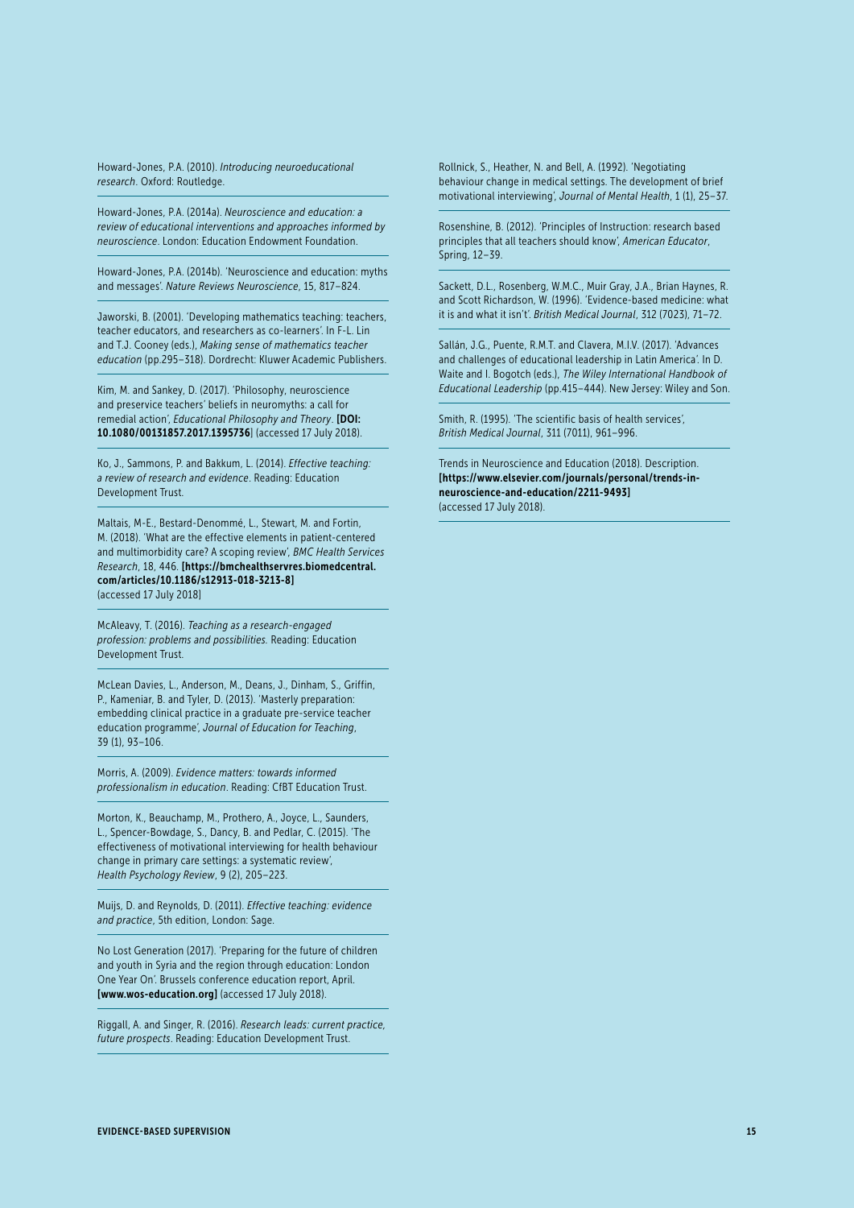Howard-Jones, P.A. (2010). *Introducing neuroeducational research*. Oxford: Routledge.

Howard-Jones, P.A. (2014a). *Neuroscience and education: a review of educational interventions and approaches informed by neuroscience*. London: Education Endowment Foundation.

Howard-Jones, P.A. (2014b). 'Neuroscience and education: myths and messages'. *Nature Reviews Neuroscience*, 15, 817–824.

Jaworski, B. (2001). 'Developing mathematics teaching: teachers, teacher educators, and researchers as co-learners'. In F-L. Lin and T.J. Cooney (eds.), *Making sense of mathematics teacher education* (pp.295–318). Dordrecht: Kluwer Academic Publishers.

Kim, M. and Sankey, D. (2017). 'Philosophy, neuroscience and preservice teachers' beliefs in neuromyths: a call for remedial action', *Educational Philosophy and Theory*. **[DOI: 10.1080/00131857.2017.1395736]** (accessed 17 July 2018).

Ko, J., Sammons, P. and Bakkum, L. (2014). *Effective teaching: a review of research and evidence*. Reading: Education Development Trust.

Maltais, M-E., Bestard-Denommé, L., Stewart, M. and Fortin, M. (2018). 'What are the effective elements in patient-centered and multimorbidity care? A scoping review', *BMC Health Services Research*, 18, 446. **[https://bmchealthservres.biomedcentral.com/articles/10.1186/s12913-018-3213-8]** (accessed 17 July 2018)

McAleavy, T. (2016). *Teaching as a research-engaged profession: problems and possibilities.* Reading: Education Development Trust.

McLean Davies, L., Anderson, M., Deans, J., Dinham, S., Griffin, P., Kameniar, B. and Tyler, D. (2013). 'Masterly preparation: embedding clinical practice in a graduate pre-service teacher education programme', *Journal of Education for Teaching*, 39 (1), 93–106.

Morris, A. (2009). *Evidence matters: towards informed professionalism in education*. Reading: CfBT Education Trust.

Morton, K., Beauchamp, M., Prothero, A., Joyce, L., Saunders, L., Spencer-Bowdage, S., Dancy, B. and Pedlar, C. (2015). 'The effectiveness of motivational interviewing for health behaviour change in primary care settings: a systematic review', *Health Psychology Review*, 9 (2), 205–223.

Muijs, D. and Reynolds, D. (2011). *Effective teaching: evidence and practice*, 5th edition, London: Sage.

No Lost Generation (2017). 'Preparing for the future of children and youth in Syria and the region through education: London One Year On'. Brussels conference education report, April. **[www.wos-education.org]** (accessed 17 July 2018).

Riggall, A. and Singer, R. (2016). *Research leads: current practice, future prospects*. Reading: Education Development Trust.

Rollnick, S., Heather, N. and Bell, A. (1992). 'Negotiating behaviour change in medical settings. The development of brief motivational interviewing', *Journal of Mental Health*, 1 (1), 25–37.

Rosenshine, B. (2012). 'Principles of Instruction: research based principles that all teachers should know', *American Educator*, Spring, 12–39.

Sackett, D.L., Rosenberg, W.M.C., Muir Gray, J.A., Brian Haynes, R. and Scott Richardson, W. (1996). 'Evidence-based medicine: what it is and what it isn't'. *British Medical Journal*, 312 (7023), 71–72.

Sallán, J.G., Puente, R.M.T. and Clavera, M.I.V. (2017). 'Advances and challenges of educational leadership in Latin America'. In D. Waite and I. Bogotch (eds.), *The Wiley International Handbook of Educational Leadership* (pp.415–444). New Jersey: Wiley and Son.

Smith, R. (1995). 'The scientific basis of health services', *British Medical Journal*, 311 (7011), 961–996.

Trends in Neuroscience and Education (2018). Description. **[https://www.elsevier.com/journals/personal/trends-in-neuroscience-and-education/2211-9493]** (accessed 17 July 2018).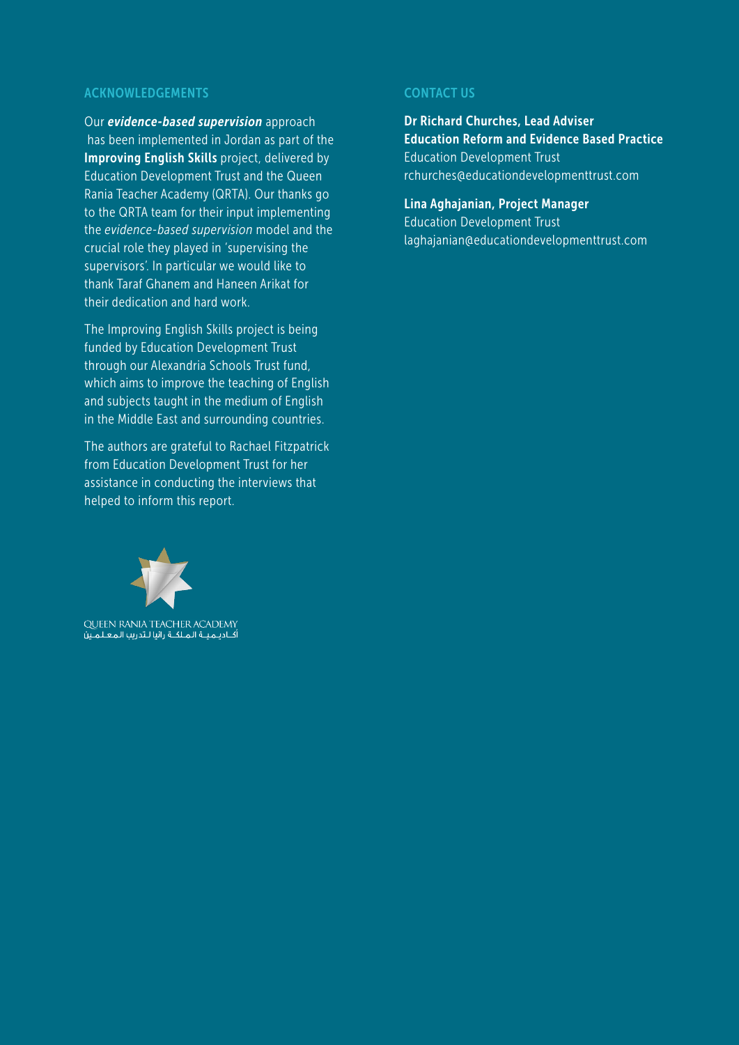## ACKNOWLEDGEMENTS

Our ***evidence-based supervision*** approach has been implemented in Jordan as part of the **Improving English Skills** project, delivered by Education Development Trust and the Queen Rania Teacher Academy (QRTA). Our thanks go to the QRTA team for their input implementing the *evidence-based supervision* model and the crucial role they played in 'supervising the supervisors'. In particular we would like to thank Taraf Ghanem and Haneen Arikat for their dedication and hard work.

The Improving English Skills project is being funded by Education Development Trust through our Alexandria Schools Trust fund, which aims to improve the teaching of English and subjects taught in the medium of English in the Middle East and surrounding countries.

The authors are grateful to Rachael Fitzpatrick from Education Development Trust for her assistance in conducting the interviews that helped to inform this report.

QUEEN RANIA TEACHER ACADEMY
أكاديمية الملكة رانيا لتدريب المعلمين

## CONTACT US

**Dr Richard Churches, Lead Adviser**
**Education Reform and Evidence Based Practice**
Education Development Trust
rchurches@educationdevelopmenttrust.com

**Lina Aghajanian, Project Manager**
Education Development Trust
laghajanian@educationdevelopmenttrust.com